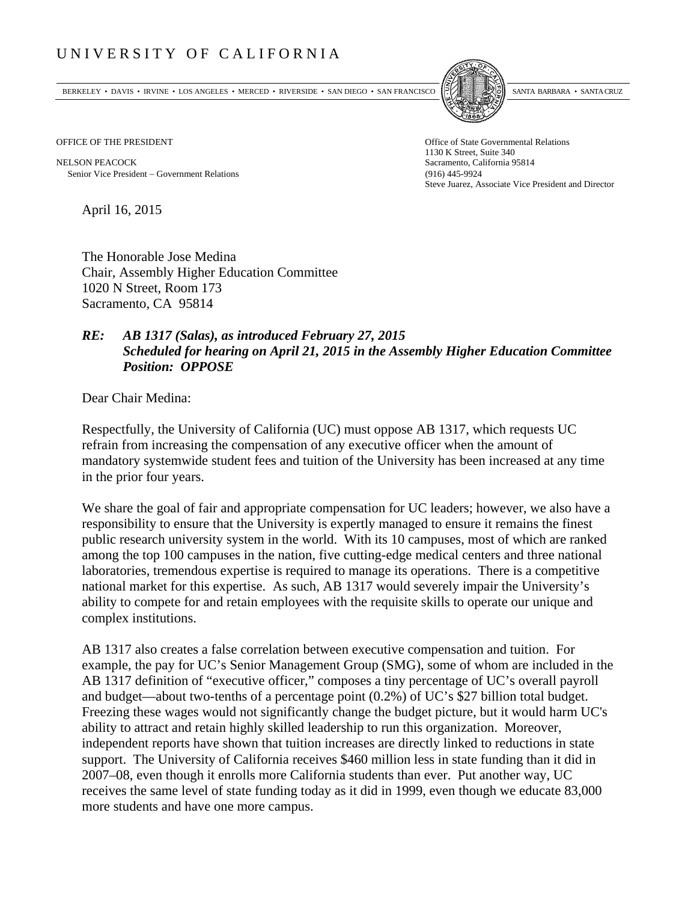UNIVERSITY OF CALIFORNIA

BERKELEY • DAVIS • IRVINE • LOS ANGELES • MERCED • RIVERSIDE • SAN DIEGO • SAN FRANCISCO | SANTA BARBARA • SANTA CRUZ

OFFICE OF THE PRESIDENT

NELSON PEACOCK
Senior Vice President – Government Relations

Office of State Governmental Relations
1130 K Street, Suite 340
Sacramento, California 95814
(916) 445-9924
Steve Juarez, Associate Vice President and Director

April 16, 2015

The Honorable Jose Medina
Chair, Assembly Higher Education Committee
1020 N Street, Room 173
Sacramento, CA 95814

***RE: AB 1317 (Salas), as introduced February 27, 2015***
***Scheduled for hearing on April 21, 2015 in the Assembly Higher Education Committee***
***Position: OPPOSE***

Dear Chair Medina:

Respectfully, the University of California (UC) must oppose AB 1317, which requests UC refrain from increasing the compensation of any executive officer when the amount of mandatory systemwide student fees and tuition of the University has been increased at any time in the prior four years.

We share the goal of fair and appropriate compensation for UC leaders; however, we also have a responsibility to ensure that the University is expertly managed to ensure it remains the finest public research university system in the world. With its 10 campuses, most of which are ranked among the top 100 campuses in the nation, five cutting-edge medical centers and three national laboratories, tremendous expertise is required to manage its operations. There is a competitive national market for this expertise. As such, AB 1317 would severely impair the University's ability to compete for and retain employees with the requisite skills to operate our unique and complex institutions.

AB 1317 also creates a false correlation between executive compensation and tuition. For example, the pay for UC's Senior Management Group (SMG), some of whom are included in the AB 1317 definition of "executive officer," composes a tiny percentage of UC's overall payroll and budget—about two-tenths of a percentage point (0.2%) of UC's $27 billion total budget. Freezing these wages would not significantly change the budget picture, but it would harm UC's ability to attract and retain highly skilled leadership to run this organization. Moreover, independent reports have shown that tuition increases are directly linked to reductions in state support. The University of California receives $460 million less in state funding than it did in 2007–08, even though it enrolls more California students than ever. Put another way, UC receives the same level of state funding today as it did in 1999, even though we educate 83,000 more students and have one more campus.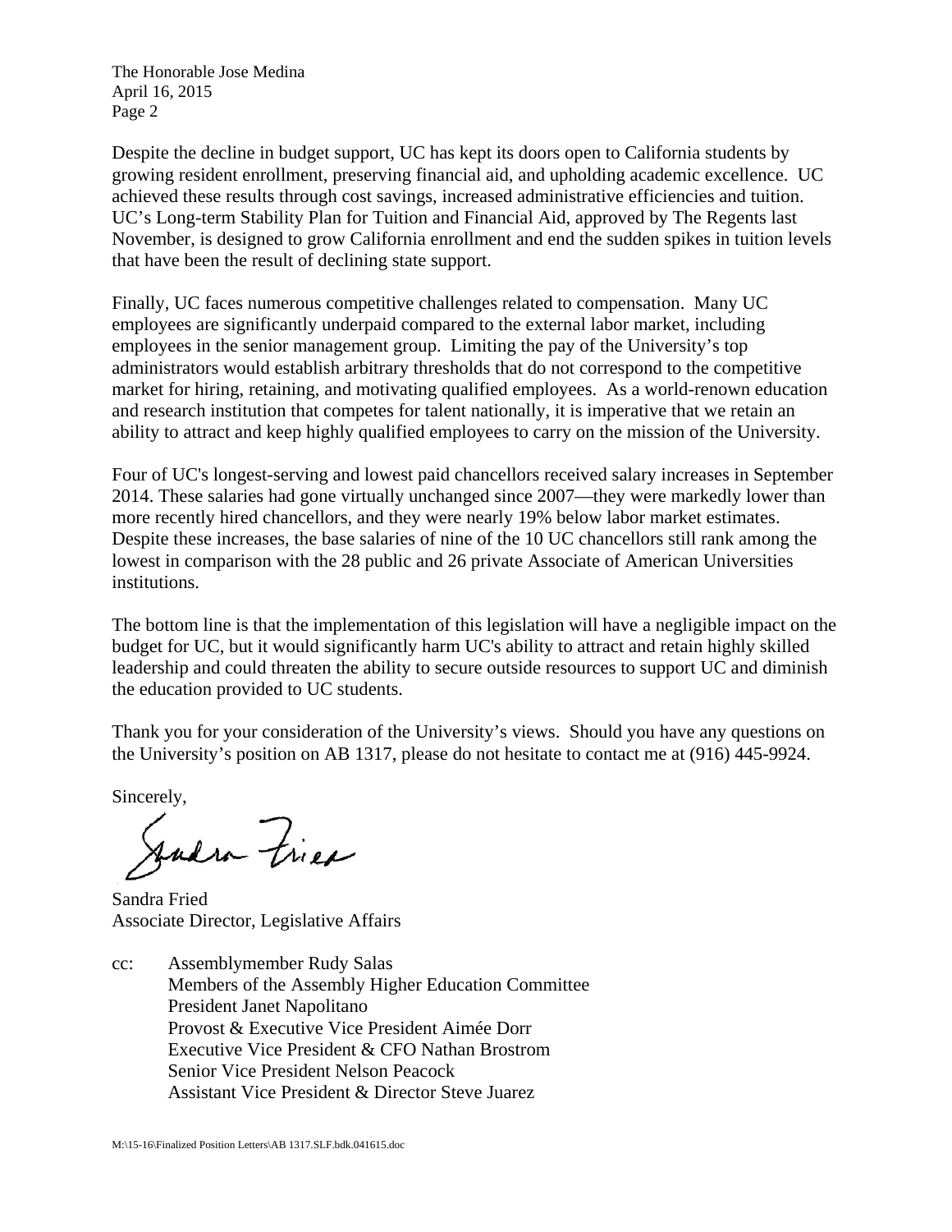Despite the decline in budget support, UC has kept its doors open to California students by growing resident enrollment, preserving financial aid, and upholding academic excellence. UC achieved these results through cost savings, increased administrative efficiencies and tuition. UC's Long-term Stability Plan for Tuition and Financial Aid, approved by The Regents last November, is designed to grow California enrollment and end the sudden spikes in tuition levels that have been the result of declining state support.

Finally, UC faces numerous competitive challenges related to compensation. Many UC employees are significantly underpaid compared to the external labor market, including employees in the senior management group. Limiting the pay of the University's top administrators would establish arbitrary thresholds that do not correspond to the competitive market for hiring, retaining, and motivating qualified employees. As a world-renown education and research institution that competes for talent nationally, it is imperative that we retain an ability to attract and keep highly qualified employees to carry on the mission of the University.

Four of UC's longest-serving and lowest paid chancellors received salary increases in September 2014. These salaries had gone virtually unchanged since 2007—they were markedly lower than more recently hired chancellors, and they were nearly 19% below labor market estimates. Despite these increases, the base salaries of nine of the 10 UC chancellors still rank among the lowest in comparison with the 28 public and 26 private Associate of American Universities institutions.

The bottom line is that the implementation of this legislation will have a negligible impact on the budget for UC, but it would significantly harm UC's ability to attract and retain highly skilled leadership and could threaten the ability to secure outside resources to support UC and diminish the education provided to UC students.

Thank you for your consideration of the University's views. Should you have any questions on the University's position on AB 1317, please do not hesitate to contact me at (916) 445-9924.

Sincerely,

Sandra Fried
Associate Director, Legislative Affairs

cc: Assemblymember Rudy Salas
Members of the Assembly Higher Education Committee
President Janet Napolitano
Provost & Executive Vice President Aimée Dorr
Executive Vice President & CFO Nathan Brostrom
Senior Vice President Nelson Peacock
Assistant Vice President & Director Steve Juarez

M:\15-16\Finalized Position Letters\AB 1317.SLF.bdk.041615.doc